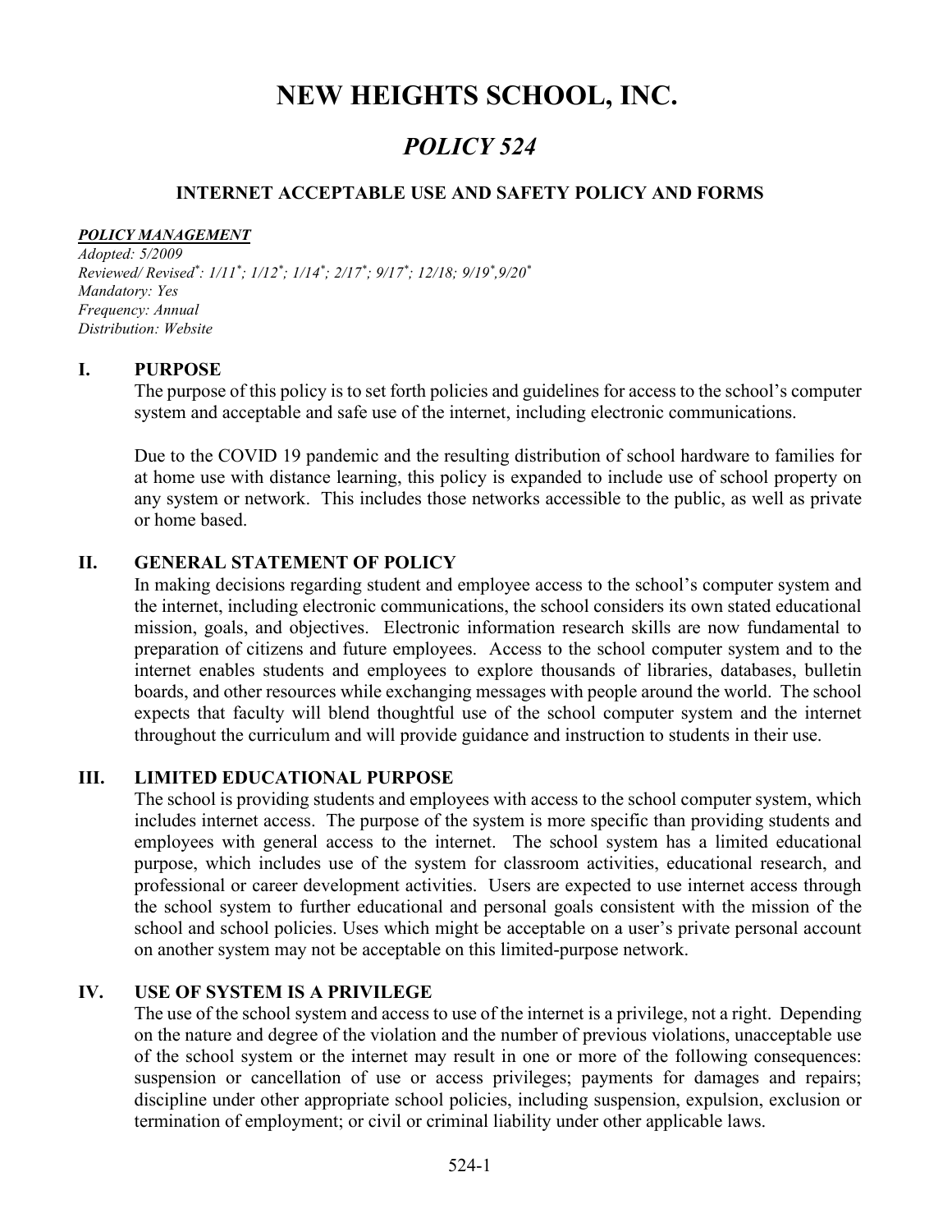# NEW HEIGHTS SCHOOL, INC.

## *POLICY 524*

### INTERNET ACCEPTABLE USE AND SAFETY POLICY AND FORMS

***POLICY MANAGEMENT***
*Adopted: 5/2009*
*Reviewed/ Revised*: 1/11*; 1/12*; 1/14*; 2/17*; 9/17*; 12/18; 9/19*,9/20**
*Mandatory: Yes*
*Frequency: Annual*
*Distribution: Website*

## I. PURPOSE

The purpose of this policy is to set forth policies and guidelines for access to the school's computer system and acceptable and safe use of the internet, including electronic communications.

Due to the COVID 19 pandemic and the resulting distribution of school hardware to families for at home use with distance learning, this policy is expanded to include use of school property on any system or network. This includes those networks accessible to the public, as well as private or home based.

## II. GENERAL STATEMENT OF POLICY

In making decisions regarding student and employee access to the school's computer system and the internet, including electronic communications, the school considers its own stated educational mission, goals, and objectives. Electronic information research skills are now fundamental to preparation of citizens and future employees. Access to the school computer system and to the internet enables students and employees to explore thousands of libraries, databases, bulletin boards, and other resources while exchanging messages with people around the world. The school expects that faculty will blend thoughtful use of the school computer system and the internet throughout the curriculum and will provide guidance and instruction to students in their use.

## III. LIMITED EDUCATIONAL PURPOSE

The school is providing students and employees with access to the school computer system, which includes internet access. The purpose of the system is more specific than providing students and employees with general access to the internet. The school system has a limited educational purpose, which includes use of the system for classroom activities, educational research, and professional or career development activities. Users are expected to use internet access through the school system to further educational and personal goals consistent with the mission of the school and school policies. Uses which might be acceptable on a user's private personal account on another system may not be acceptable on this limited-purpose network.

## IV. USE OF SYSTEM IS A PRIVILEGE

The use of the school system and access to use of the internet is a privilege, not a right. Depending on the nature and degree of the violation and the number of previous violations, unacceptable use of the school system or the internet may result in one or more of the following consequences: suspension or cancellation of use or access privileges; payments for damages and repairs; discipline under other appropriate school policies, including suspension, expulsion, exclusion or termination of employment; or civil or criminal liability under other applicable laws.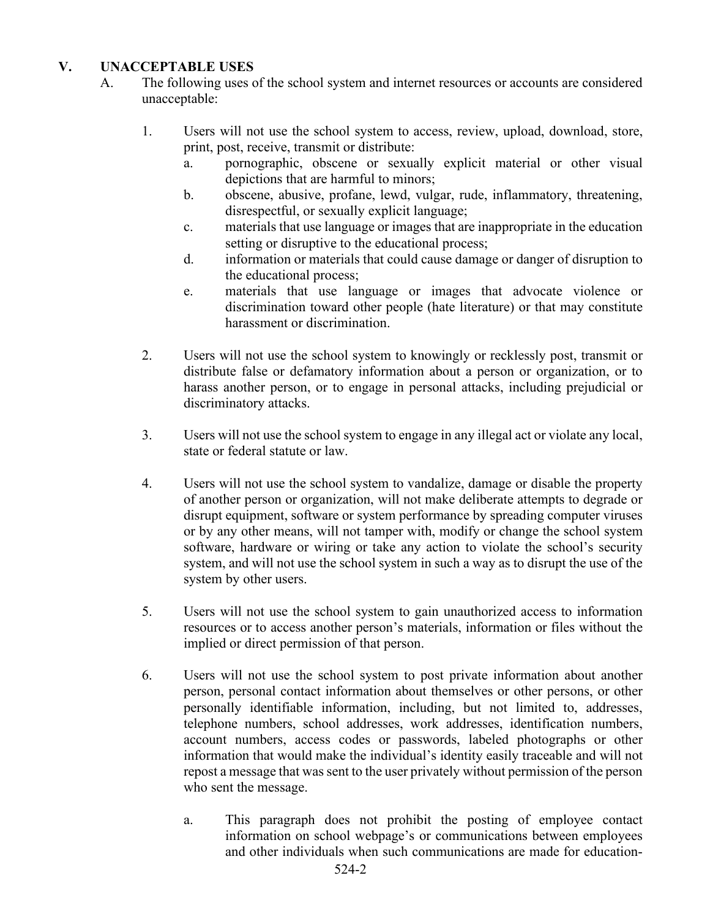## V. UNACCEPTABLE USES

A. The following uses of the school system and internet resources or accounts are considered unacceptable:

1. Users will not use the school system to access, review, upload, download, store, print, post, receive, transmit or distribute:
   a. pornographic, obscene or sexually explicit material or other visual depictions that are harmful to minors;
   b. obscene, abusive, profane, lewd, vulgar, rude, inflammatory, threatening, disrespectful, or sexually explicit language;
   c. materials that use language or images that are inappropriate in the education setting or disruptive to the educational process;
   d. information or materials that could cause damage or danger of disruption to the educational process;
   e. materials that use language or images that advocate violence or discrimination toward other people (hate literature) or that may constitute harassment or discrimination.

2. Users will not use the school system to knowingly or recklessly post, transmit or distribute false or defamatory information about a person or organization, or to harass another person, or to engage in personal attacks, including prejudicial or discriminatory attacks.

3. Users will not use the school system to engage in any illegal act or violate any local, state or federal statute or law.

4. Users will not use the school system to vandalize, damage or disable the property of another person or organization, will not make deliberate attempts to degrade or disrupt equipment, software or system performance by spreading computer viruses or by any other means, will not tamper with, modify or change the school system software, hardware or wiring or take any action to violate the school's security system, and will not use the school system in such a way as to disrupt the use of the system by other users.

5. Users will not use the school system to gain unauthorized access to information resources or to access another person's materials, information or files without the implied or direct permission of that person.

6. Users will not use the school system to post private information about another person, personal contact information about themselves or other persons, or other personally identifiable information, including, but not limited to, addresses, telephone numbers, school addresses, work addresses, identification numbers, account numbers, access codes or passwords, labeled photographs or other information that would make the individual's identity easily traceable and will not repost a message that was sent to the user privately without permission of the person who sent the message.
   a. This paragraph does not prohibit the posting of employee contact information on school webpage's or communications between employees and other individuals when such communications are made for education-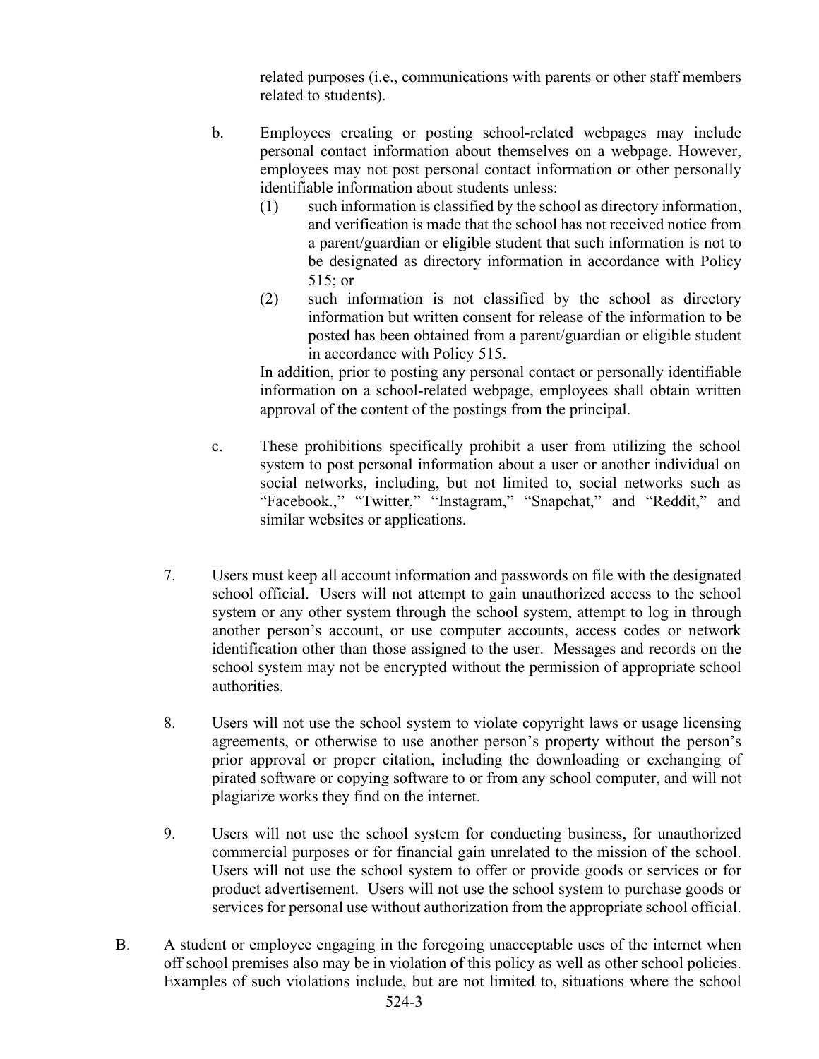related purposes (i.e., communications with parents or other staff members related to students).

b. Employees creating or posting school-related webpages may include personal contact information about themselves on a webpage. However, employees may not post personal contact information or other personally identifiable information about students unless:

(1) such information is classified by the school as directory information, and verification is made that the school has not received notice from a parent/guardian or eligible student that such information is not to be designated as directory information in accordance with Policy 515; or

(2) such information is not classified by the school as directory information but written consent for release of the information to be posted has been obtained from a parent/guardian or eligible student in accordance with Policy 515.

In addition, prior to posting any personal contact or personally identifiable information on a school-related webpage, employees shall obtain written approval of the content of the postings from the principal.

c. These prohibitions specifically prohibit a user from utilizing the school system to post personal information about a user or another individual on social networks, including, but not limited to, social networks such as "Facebook.," "Twitter," "Instagram," "Snapchat," and "Reddit," and similar websites or applications.

7. Users must keep all account information and passwords on file with the designated school official. Users will not attempt to gain unauthorized access to the school system or any other system through the school system, attempt to log in through another person's account, or use computer accounts, access codes or network identification other than those assigned to the user. Messages and records on the school system may not be encrypted without the permission of appropriate school authorities.

8. Users will not use the school system to violate copyright laws or usage licensing agreements, or otherwise to use another person's property without the person's prior approval or proper citation, including the downloading or exchanging of pirated software or copying software to or from any school computer, and will not plagiarize works they find on the internet.

9. Users will not use the school system for conducting business, for unauthorized commercial purposes or for financial gain unrelated to the mission of the school. Users will not use the school system to offer or provide goods or services or for product advertisement. Users will not use the school system to purchase goods or services for personal use without authorization from the appropriate school official.

B. A student or employee engaging in the foregoing unacceptable uses of the internet when off school premises also may be in violation of this policy as well as other school policies. Examples of such violations include, but are not limited to, situations where the school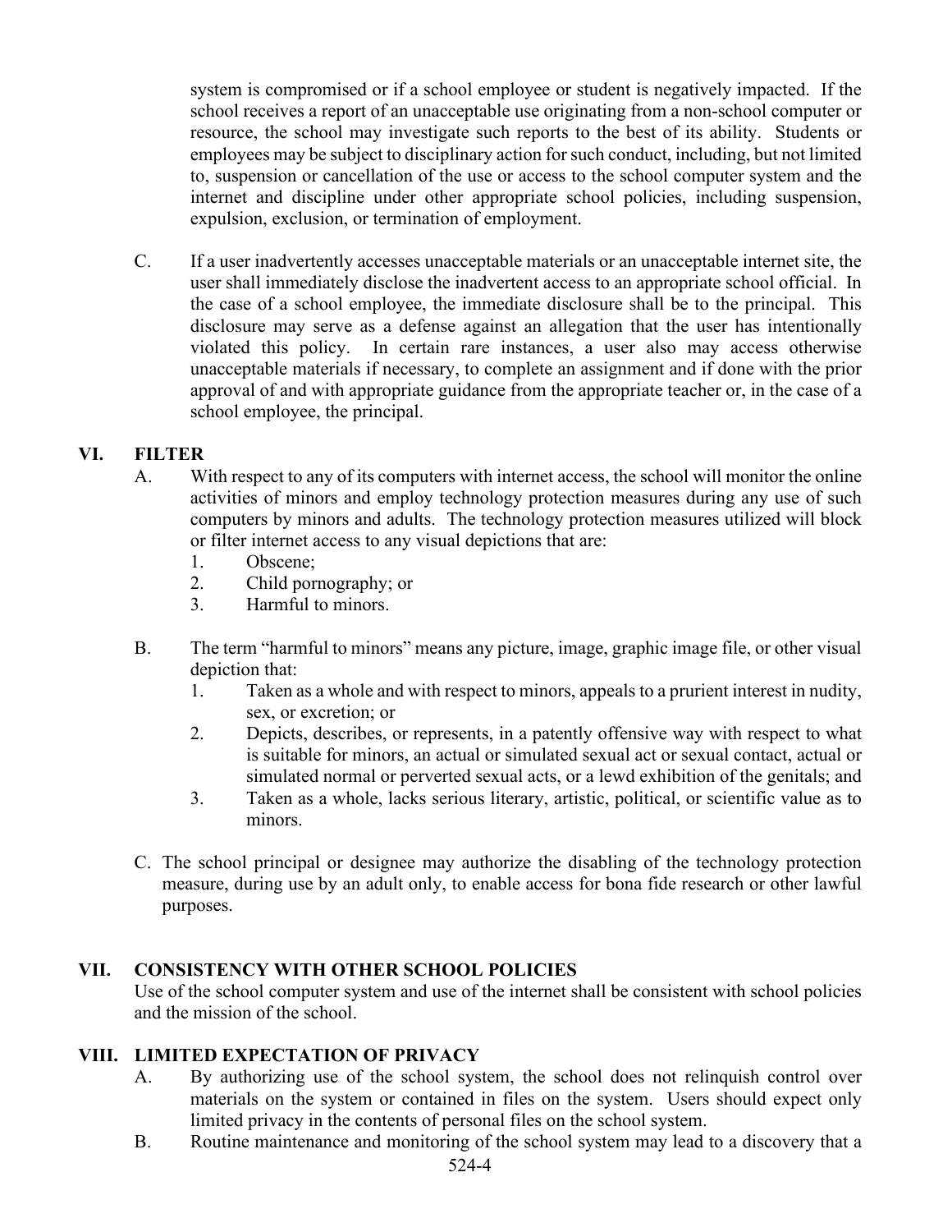system is compromised or if a school employee or student is negatively impacted. If the school receives a report of an unacceptable use originating from a non-school computer or resource, the school may investigate such reports to the best of its ability. Students or employees may be subject to disciplinary action for such conduct, including, but not limited to, suspension or cancellation of the use or access to the school computer system and the internet and discipline under other appropriate school policies, including suspension, expulsion, exclusion, or termination of employment.

C. If a user inadvertently accesses unacceptable materials or an unacceptable internet site, the user shall immediately disclose the inadvertent access to an appropriate school official. In the case of a school employee, the immediate disclosure shall be to the principal. This disclosure may serve as a defense against an allegation that the user has intentionally violated this policy. In certain rare instances, a user also may access otherwise unacceptable materials if necessary, to complete an assignment and if done with the prior approval of and with appropriate guidance from the appropriate teacher or, in the case of a school employee, the principal.

## VI. FILTER

A. With respect to any of its computers with internet access, the school will monitor the online activities of minors and employ technology protection measures during any use of such computers by minors and adults. The technology protection measures utilized will block or filter internet access to any visual depictions that are:
   1. Obscene;
   2. Child pornography; or
   3. Harmful to minors.

B. The term "harmful to minors" means any picture, image, graphic image file, or other visual depiction that:
   1. Taken as a whole and with respect to minors, appeals to a prurient interest in nudity, sex, or excretion; or
   2. Depicts, describes, or represents, in a patently offensive way with respect to what is suitable for minors, an actual or simulated sexual act or sexual contact, actual or simulated normal or perverted sexual acts, or a lewd exhibition of the genitals; and
   3. Taken as a whole, lacks serious literary, artistic, political, or scientific value as to minors.

C. The school principal or designee may authorize the disabling of the technology protection measure, during use by an adult only, to enable access for bona fide research or other lawful purposes.

## VII. CONSISTENCY WITH OTHER SCHOOL POLICIES

Use of the school computer system and use of the internet shall be consistent with school policies and the mission of the school.

## VIII. LIMITED EXPECTATION OF PRIVACY

A. By authorizing use of the school system, the school does not relinquish control over materials on the system or contained in files on the system. Users should expect only limited privacy in the contents of personal files on the school system.

B. Routine maintenance and monitoring of the school system may lead to a discovery that a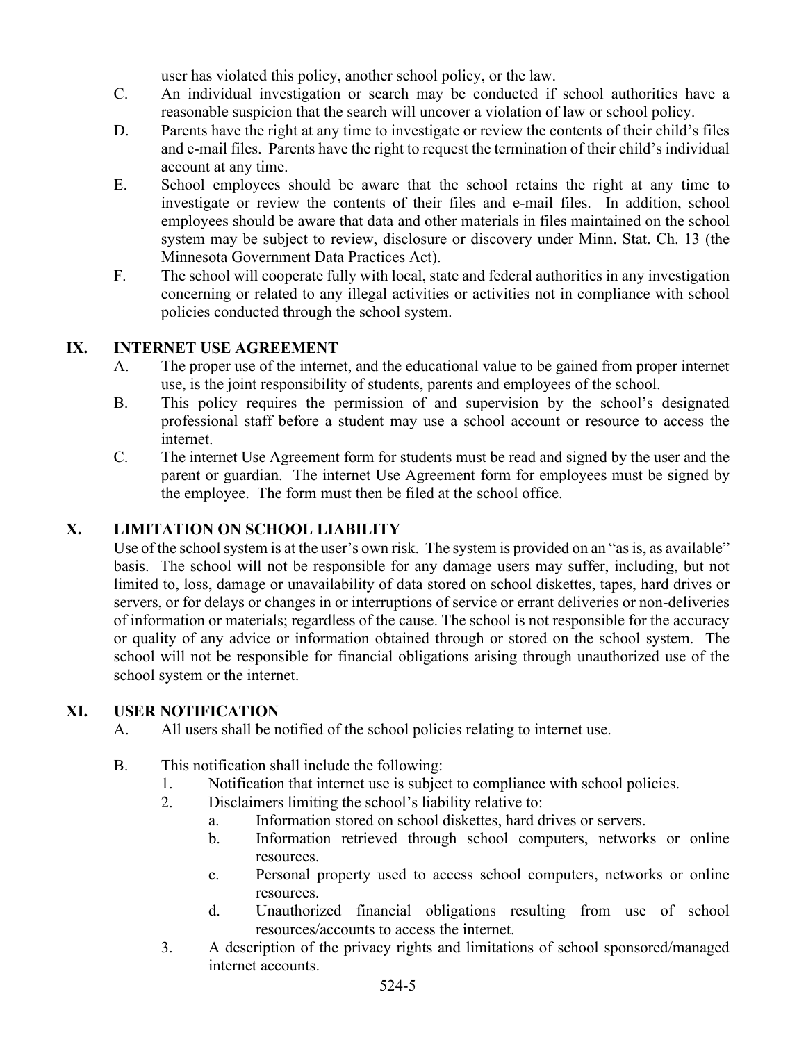user has violated this policy, another school policy, or the law.

C. An individual investigation or search may be conducted if school authorities have a reasonable suspicion that the search will uncover a violation of law or school policy.

D. Parents have the right at any time to investigate or review the contents of their child's files and e-mail files. Parents have the right to request the termination of their child's individual account at any time.

E. School employees should be aware that the school retains the right at any time to investigate or review the contents of their files and e-mail files. In addition, school employees should be aware that data and other materials in files maintained on the school system may be subject to review, disclosure or discovery under Minn. Stat. Ch. 13 (the Minnesota Government Data Practices Act).

F. The school will cooperate fully with local, state and federal authorities in any investigation concerning or related to any illegal activities or activities not in compliance with school policies conducted through the school system.

## IX. INTERNET USE AGREEMENT

A. The proper use of the internet, and the educational value to be gained from proper internet use, is the joint responsibility of students, parents and employees of the school.

B. This policy requires the permission of and supervision by the school's designated professional staff before a student may use a school account or resource to access the internet.

C. The internet Use Agreement form for students must be read and signed by the user and the parent or guardian. The internet Use Agreement form for employees must be signed by the employee. The form must then be filed at the school office.

## X. LIMITATION ON SCHOOL LIABILITY

Use of the school system is at the user's own risk. The system is provided on an "as is, as available" basis. The school will not be responsible for any damage users may suffer, including, but not limited to, loss, damage or unavailability of data stored on school diskettes, tapes, hard drives or servers, or for delays or changes in or interruptions of service or errant deliveries or non-deliveries of information or materials; regardless of the cause. The school is not responsible for the accuracy or quality of any advice or information obtained through or stored on the school system. The school will not be responsible for financial obligations arising through unauthorized use of the school system or the internet.

## XI. USER NOTIFICATION

A. All users shall be notified of the school policies relating to internet use.

B. This notification shall include the following:

1. Notification that internet use is subject to compliance with school policies.
2. Disclaimers limiting the school's liability relative to:
    a. Information stored on school diskettes, hard drives or servers.
    b. Information retrieved through school computers, networks or online resources.
    c. Personal property used to access school computers, networks or online resources.
    d. Unauthorized financial obligations resulting from use of school resources/accounts to access the internet.
3. A description of the privacy rights and limitations of school sponsored/managed internet accounts.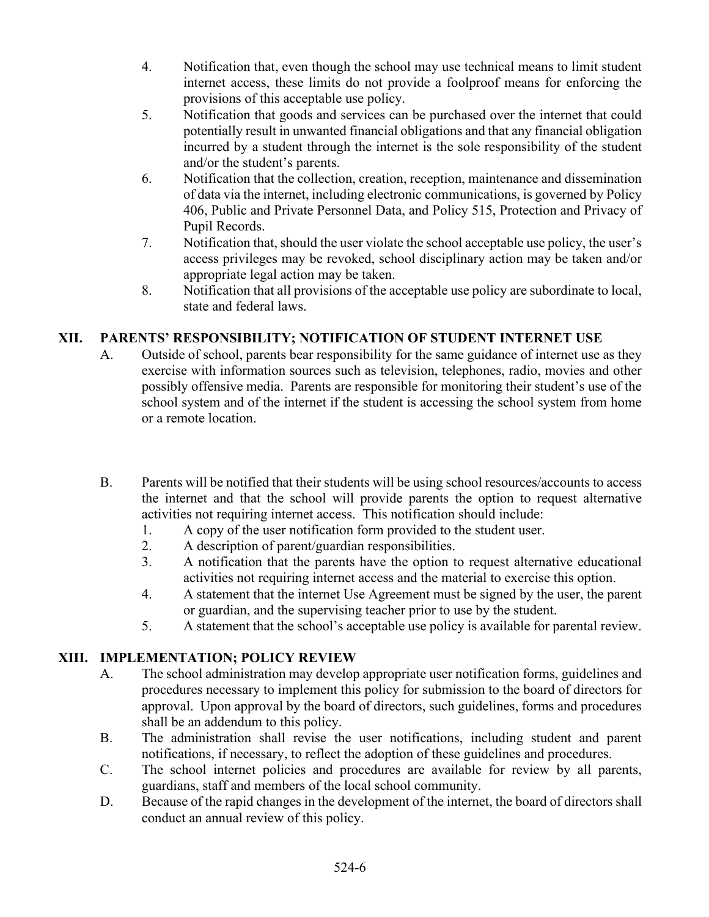4. Notification that, even though the school may use technical means to limit student internet access, these limits do not provide a foolproof means for enforcing the provisions of this acceptable use policy.
5. Notification that goods and services can be purchased over the internet that could potentially result in unwanted financial obligations and that any financial obligation incurred by a student through the internet is the sole responsibility of the student and/or the student's parents.
6. Notification that the collection, creation, reception, maintenance and dissemination of data via the internet, including electronic communications, is governed by Policy 406, Public and Private Personnel Data, and Policy 515, Protection and Privacy of Pupil Records.
7. Notification that, should the user violate the school acceptable use policy, the user's access privileges may be revoked, school disciplinary action may be taken and/or appropriate legal action may be taken.
8. Notification that all provisions of the acceptable use policy are subordinate to local, state and federal laws.

## XII. PARENTS' RESPONSIBILITY; NOTIFICATION OF STUDENT INTERNET USE

A. Outside of school, parents bear responsibility for the same guidance of internet use as they exercise with information sources such as television, telephones, radio, movies and other possibly offensive media. Parents are responsible for monitoring their student's use of the school system and of the internet if the student is accessing the school system from home or a remote location.

B. Parents will be notified that their students will be using school resources/accounts to access the internet and that the school will provide parents the option to request alternative activities not requiring internet access. This notification should include:
   1. A copy of the user notification form provided to the student user.
   2. A description of parent/guardian responsibilities.
   3. A notification that the parents have the option to request alternative educational activities not requiring internet access and the material to exercise this option.
   4. A statement that the internet Use Agreement must be signed by the user, the parent or guardian, and the supervising teacher prior to use by the student.
   5. A statement that the school's acceptable use policy is available for parental review.

## XIII. IMPLEMENTATION; POLICY REVIEW

A. The school administration may develop appropriate user notification forms, guidelines and procedures necessary to implement this policy for submission to the board of directors for approval. Upon approval by the board of directors, such guidelines, forms and procedures shall be an addendum to this policy.

B. The administration shall revise the user notifications, including student and parent notifications, if necessary, to reflect the adoption of these guidelines and procedures.

C. The school internet policies and procedures are available for review by all parents, guardians, staff and members of the local school community.

D. Because of the rapid changes in the development of the internet, the board of directors shall conduct an annual review of this policy.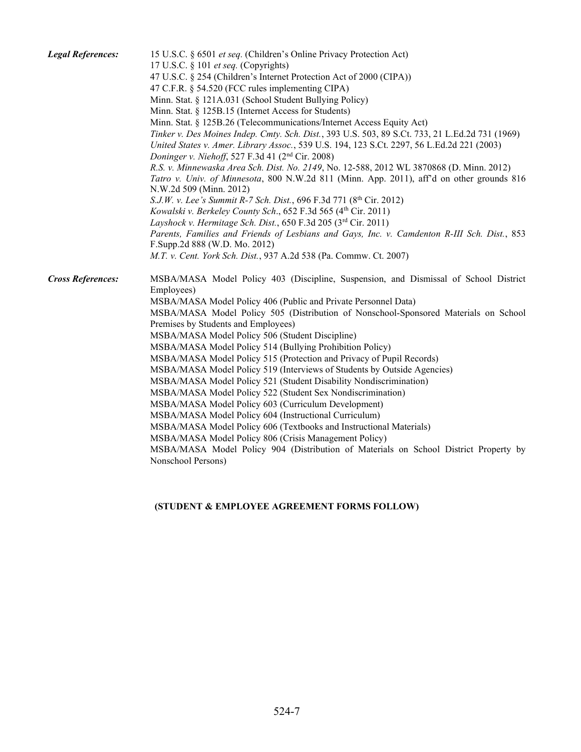***Legal References:***

15 U.S.C. § 6501 *et seq.* (Children's Online Privacy Protection Act)
17 U.S.C. § 101 *et seq.* (Copyrights)
47 U.S.C. § 254 (Children's Internet Protection Act of 2000 (CIPA))
47 C.F.R. § 54.520 (FCC rules implementing CIPA)
Minn. Stat. § 121A.031 (School Student Bullying Policy)
Minn. Stat. § 125B.15 (Internet Access for Students)
Minn. Stat. § 125B.26 (Telecommunications/Internet Access Equity Act)
*Tinker v. Des Moines Indep. Cmty. Sch. Dist.*, 393 U.S. 503, 89 S.Ct. 733, 21 L.Ed.2d 731 (1969)
*United States v. Amer. Library Assoc.*, 539 U.S. 194, 123 S.Ct. 2297, 56 L.Ed.2d 221 (2003)
*Doninger v. Niehoff*, 527 F.3d 41 (2nd Cir. 2008)
*R.S. v. Minnewaska Area Sch. Dist. No. 2149*, No. 12-588, 2012 WL 3870868 (D. Minn. 2012)
*Tatro v. Univ. of Minnesota*, 800 N.W.2d 811 (Minn. App. 2011), aff'd on other grounds 816 N.W.2d 509 (Minn. 2012)
*S.J.W. v. Lee's Summit R-7 Sch. Dist.*, 696 F.3d 771 (8th Cir. 2012)
*Kowalski v. Berkeley County Sch*., 652 F.3d 565 (4th Cir. 2011)
*Layshock v. Hermitage Sch. Dist.*, 650 F.3d 205 (3rd Cir. 2011)
*Parents, Families and Friends of Lesbians and Gays, Inc. v. Camdenton R-III Sch. Dist.*, 853 F.Supp.2d 888 (W.D. Mo. 2012)
*M.T. v. Cent. York Sch. Dist.*, 937 A.2d 538 (Pa. Commw. Ct. 2007)

***Cross References:***

MSBA/MASA Model Policy 403 (Discipline, Suspension, and Dismissal of School District Employees)
MSBA/MASA Model Policy 406 (Public and Private Personnel Data)
MSBA/MASA Model Policy 505 (Distribution of Nonschool-Sponsored Materials on School Premises by Students and Employees)
MSBA/MASA Model Policy 506 (Student Discipline)
MSBA/MASA Model Policy 514 (Bullying Prohibition Policy)
MSBA/MASA Model Policy 515 (Protection and Privacy of Pupil Records)
MSBA/MASA Model Policy 519 (Interviews of Students by Outside Agencies)
MSBA/MASA Model Policy 521 (Student Disability Nondiscrimination)
MSBA/MASA Model Policy 522 (Student Sex Nondiscrimination)
MSBA/MASA Model Policy 603 (Curriculum Development)
MSBA/MASA Model Policy 604 (Instructional Curriculum)
MSBA/MASA Model Policy 606 (Textbooks and Instructional Materials)
MSBA/MASA Model Policy 806 (Crisis Management Policy)
MSBA/MASA Model Policy 904 (Distribution of Materials on School District Property by Nonschool Persons)

**(STUDENT & EMPLOYEE AGREEMENT FORMS FOLLOW)**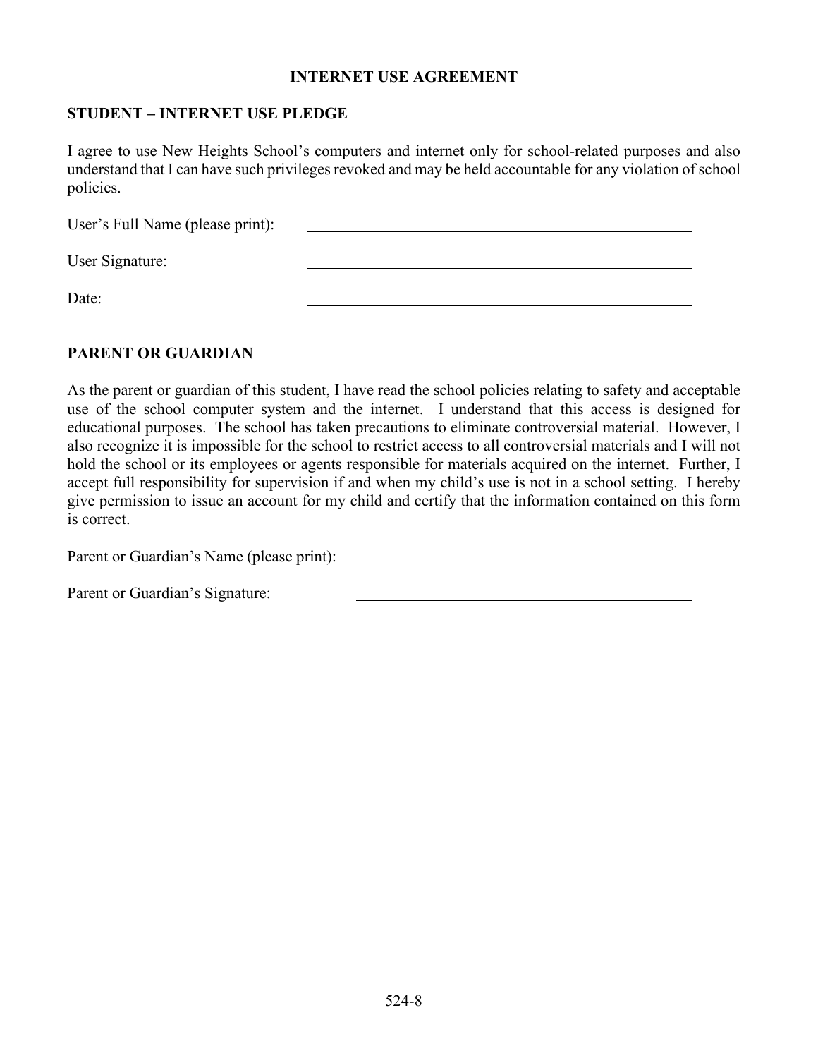# INTERNET USE AGREEMENT

## STUDENT – INTERNET USE PLEDGE

I agree to use New Heights School's computers and internet only for school-related purposes and also understand that I can have such privileges revoked and may be held accountable for any violation of school policies.

User's Full Name (please print): ______________________________

User Signature: ______________________________

Date: ______________________________

## PARENT OR GUARDIAN

As the parent or guardian of this student, I have read the school policies relating to safety and acceptable use of the school computer system and the internet. I understand that this access is designed for educational purposes. The school has taken precautions to eliminate controversial material. However, I also recognize it is impossible for the school to restrict access to all controversial materials and I will not hold the school or its employees or agents responsible for materials acquired on the internet. Further, I accept full responsibility for supervision if and when my child's use is not in a school setting. I hereby give permission to issue an account for my child and certify that the information contained on this form is correct.

Parent or Guardian's Name (please print): ______________________________

Parent or Guardian's Signature: ______________________________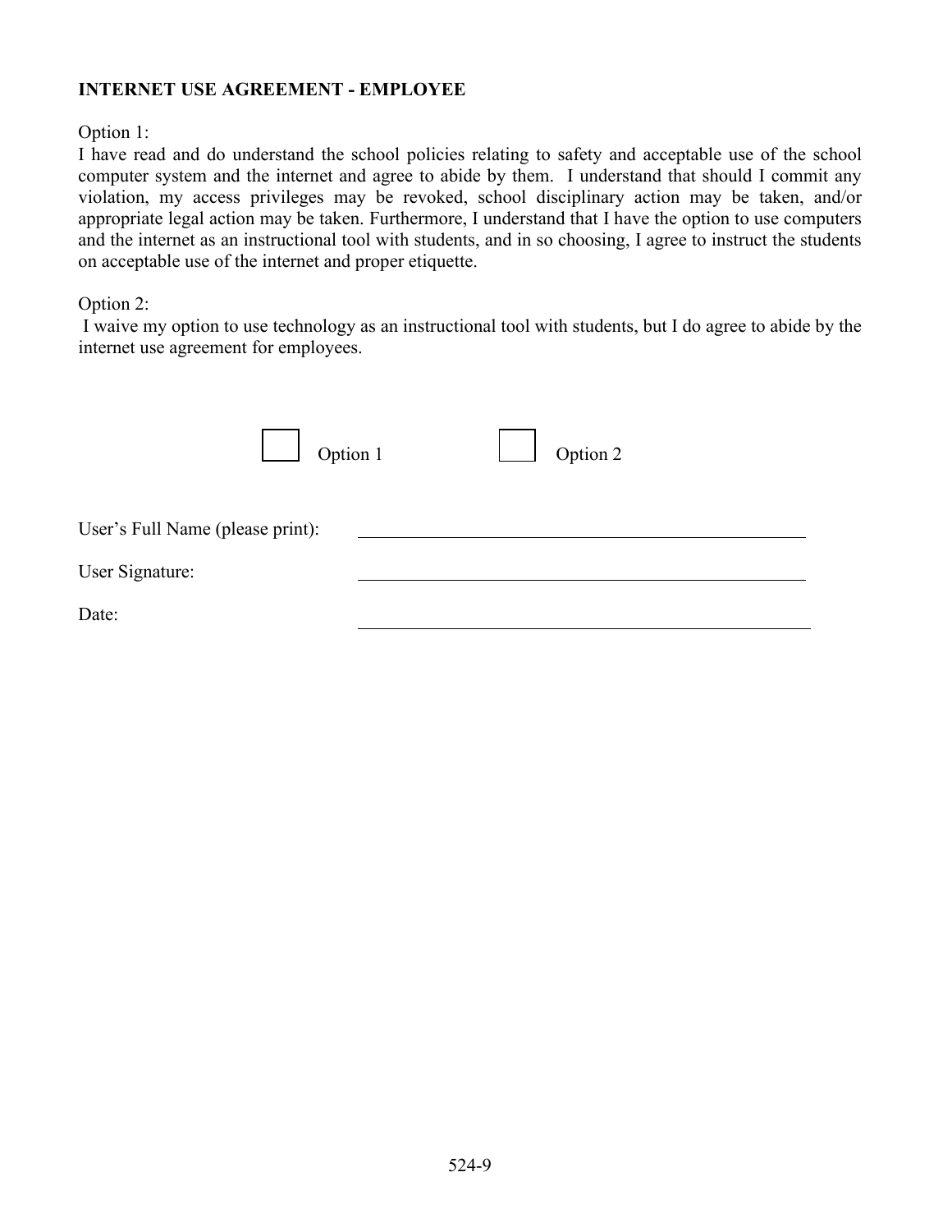**INTERNET USE AGREEMENT - EMPLOYEE**

Option 1:
I have read and do understand the school policies relating to safety and acceptable use of the school computer system and the internet and agree to abide by them. I understand that should I commit any violation, my access privileges may be revoked, school disciplinary action may be taken, and/or appropriate legal action may be taken. Furthermore, I understand that I have the option to use computers and the internet as an instructional tool with students, and in so choosing, I agree to instruct the students on acceptable use of the internet and proper etiquette.

Option 2:
I waive my option to use technology as an instructional tool with students, but I do agree to abide by the internet use agreement for employees.

☐ Option 1 ☐ Option 2

User's Full Name (please print): \_\_\_\_\_\_\_\_\_\_\_\_\_\_\_\_\_\_\_\_\_\_\_\_\_\_\_\_\_\_\_\_\_\_\_\_\_\_\_\_

User Signature: \_\_\_\_\_\_\_\_\_\_\_\_\_\_\_\_\_\_\_\_\_\_\_\_\_\_\_\_\_\_\_\_\_\_\_\_\_\_\_\_

Date: \_\_\_\_\_\_\_\_\_\_\_\_\_\_\_\_\_\_\_\_\_\_\_\_\_\_\_\_\_\_\_\_\_\_\_\_\_\_\_\_